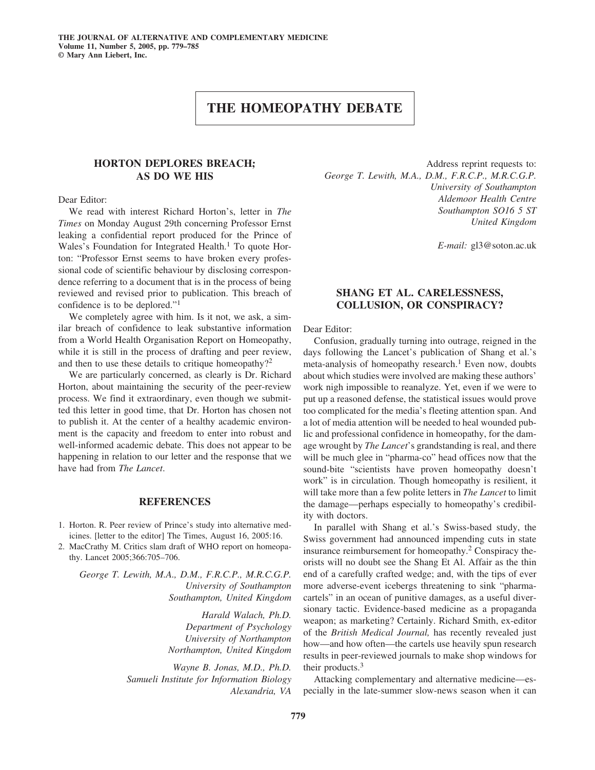# THE HOMEOPATHY DEBATE

## HORTON DEPLORES BREACH; AS DO WE HIS

Dear Editor:

We read with interest Richard Horton's, letter in *The Times* on Monday August 29th concerning Professor Ernst leaking a confidential report produced for the Prince of Wales's Foundation for Integrated Health.[1] To quote Horton: "Professor Ernst seems to have broken every professional code of scientific behaviour by disclosing correspondence referring to a document that is in the process of being reviewed and revised prior to publication. This breach of confidence is to be deplored."[1]

We completely agree with him. Is it not, we ask, a similar breach of confidence to leak substantive information from a World Health Organisation Report on Homeopathy, while it is still in the process of drafting and peer review, and then to use these details to critique homeopathy?[2]

We are particularly concerned, as clearly is Dr. Richard Horton, about maintaining the security of the peer-review process. We find it extraordinary, even though we submitted this letter in good time, that Dr. Horton has chosen not to publish it. At the center of a healthy academic environment is the capacity and freedom to enter into robust and well-informed academic debate. This does not appear to be happening in relation to our letter and the response that we have had from *The Lancet*.

### REFERENCES

1. Horton. R. Peer review of Prince's study into alternative medicines. [letter to the editor] The Times, August 16, 2005:16.
2. MacCrathy M. Critics slam draft of WHO report on homeopathy. Lancet 2005;366:705–706.

*George T. Lewith, M.A., D.M., F.R.C.P., M.R.C.G.P.*
*University of Southampton*
*Southampton, United Kingdom*

*Harald Walach, Ph.D.*
*Department of Psychology*
*University of Northampton*
*Northampton, United Kingdom*

*Wayne B. Jonas, M.D., Ph.D.*
*Samueli Institute for Information Biology*
*Alexandria, VA*

Address reprint requests to:
*George T. Lewith, M.A., D.M., F.R.C.P., M.R.C.G.P.*
*University of Southampton*
*Aldemoor Health Centre*
*Southampton SO16 5 ST*
*United Kingdom*

*E-mail:* gl3@soton.ac.uk

## SHANG ET AL. CARELESSNESS, COLLUSION, OR CONSPIRACY?

Dear Editor:

Confusion, gradually turning into outrage, reigned in the days following the Lancet's publication of Shang et al.'s meta-analysis of homeopathy research.[1] Even now, doubts about which studies were involved are making these authors' work nigh impossible to reanalyze. Yet, even if we were to put up a reasoned defense, the statistical issues would prove too complicated for the media's fleeting attention span. And a lot of media attention will be needed to heal wounded public and professional confidence in homeopathy, for the damage wrought by *The Lancet*'s grandstanding is real, and there will be much glee in "pharma-co" head offices now that the sound-bite "scientists have proven homeopathy doesn't work" is in circulation. Though homeopathy is resilient, it will take more than a few polite letters in *The Lancet* to limit the damage—perhaps especially to homeopathy's credibility with doctors.

In parallel with Shang et al.'s Swiss-based study, the Swiss government had announced impending cuts in state insurance reimbursement for homeopathy.[2] Conspiracy theorists will no doubt see the Shang Et Al. Affair as the thin end of a carefully crafted wedge; and, with the tips of ever more adverse-event icebergs threatening to sink "pharma-cartels" in an ocean of punitive damages, as a useful diversionary tactic. Evidence-based medicine as a propaganda weapon; as marketing? Certainly. Richard Smith, ex-editor of the *British Medical Journal,* has recently revealed just how—and how often—the cartels use heavily spun research results in peer-reviewed journals to make shop windows for their products.[3]

Attacking complementary and alternative medicine—especially in the late-summer slow-news season when it can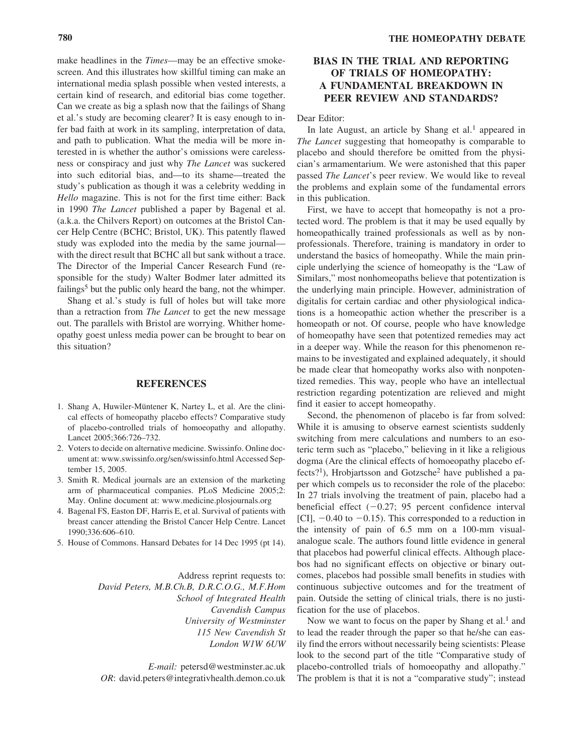make headlines in the *Times*—may be an effective smokescreen. And this illustrates how skillful timing can make an international media splash possible when vested interests, a certain kind of research, and editorial bias come together. Can we create as big a splash now that the failings of Shang et al.'s study are becoming clearer? It is easy enough to infer bad faith at work in its sampling, interpretation of data, and path to publication. What the media will be more interested in is whether the author's omissions were carelessness or conspiracy and just why *The Lancet* was suckered into such editorial bias, and—to its shame—treated the study's publication as though it was a celebrity wedding in *Hello* magazine. This is not for the first time either: Back in 1990 *The Lancet* published a paper by Bagenal et al. (a.k.a. the Chilvers Report) on outcomes at the Bristol Cancer Help Centre (BCHC; Bristol, UK). This patently flawed study was exploded into the media by the same journal—with the direct result that BCHC all but sank without a trace. The Director of the Imperial Cancer Research Fund (responsible for the study) Walter Bodmer later admitted its failings[5] but the public only heard the bang, not the whimper.

Shang et al.'s study is full of holes but will take more than a retraction from *The Lancet* to get the new message out. The parallels with Bristol are worrying. Whither homeopathy goest unless media power can be brought to bear on this situation?

## REFERENCES

1. Shang A, Huwiler-Müntener K, Nartey L, et al. Are the clinical effects of homeopathy placebo effects? Comparative study of placebo-controlled trials of homoeopathy and allopathy. Lancet 2005;366:726–732.
2. Voters to decide on alternative medicine. Swissinfo. Online document at: www.swissinfo.org/sen/swissinfo.html Accessed September 15, 2005.
3. Smith R. Medical journals are an extension of the marketing arm of pharmaceutical companies. PLoS Medicine 2005;2: May. Online document at: www.medicine.plosjournals.org
4. Bagenal FS, Easton DF, Harris E, et al. Survival of patients with breast cancer attending the Bristol Cancer Help Centre. Lancet 1990;336:606–610.
5. House of Commons. Hansard Debates for 14 Dec 1995 (pt 14).

Address reprint requests to:
*David Peters, M.B.Ch.B, D.R.C.O.G., M.F.Hom*
*School of Integrated Health*
*Cavendish Campus*
*University of Westminster*
*115 New Cavendish St*
*London W1W 6UW*

*E-mail:* petersd@westminster.ac.uk
*OR*: david.peters@integrativhealth.demon.co.uk

## BIAS IN THE TRIAL AND REPORTING OF TRIALS OF HOMEOPATHY: A FUNDAMENTAL BREAKDOWN IN PEER REVIEW AND STANDARDS?

Dear Editor:

In late August, an article by Shang et al.[1] appeared in *The Lancet* suggesting that homeopathy is comparable to placebo and should therefore be omitted from the physician's armamentarium. We were astonished that this paper passed *The Lancet*'s peer review. We would like to reveal the problems and explain some of the fundamental errors in this publication.

First, we have to accept that homeopathy is not a protected word. The problem is that it may be used equally by homeopathically trained professionals as well as by nonprofessionals. Therefore, training is mandatory in order to understand the basics of homeopathy. While the main principle underlying the science of homeopathy is the "Law of Similars," most nonhomeopaths believe that potentization is the underlying main principle. However, administration of digitalis for certain cardiac and other physiological indications is a homeopathic action whether the prescriber is a homeopath or not. Of course, people who have knowledge of homeopathy have seen that potentized remedies may act in a deeper way. While the reason for this phenomenon remains to be investigated and explained adequately, it should be made clear that homeopathy works also with nonpotentized remedies. This way, people who have an intellectual restriction regarding potentization are relieved and might find it easier to accept homeopathy.

Second, the phenomenon of placebo is far from solved: While it is amusing to observe earnest scientists suddenly switching from mere calculations and numbers to an esoteric term such as "placebo," believing in it like a religious dogma (Are the clinical effects of homoeopathy placebo effects?[1]), Hrobjartsson and Gotzsche[2] have published a paper which compels us to reconsider the role of the placebo: In 27 trials involving the treatment of pain, placebo had a beneficial effect (−0.27; 95 percent confidence interval [CI], −0.40 to −0.15). This corresponded to a reduction in the intensity of pain of 6.5 mm on a 100-mm visual-analogue scale. The authors found little evidence in general that placebos had powerful clinical effects. Although placebos had no significant effects on objective or binary outcomes, placebos had possible small benefits in studies with continuous subjective outcomes and for the treatment of pain. Outside the setting of clinical trials, there is no justification for the use of placebos.

Now we want to focus on the paper by Shang et al.[1] and to lead the reader through the paper so that he/she can easily find the errors without necessarily being scientists: Please look to the second part of the title "Comparative study of placebo-controlled trials of homoeopathy and allopathy." The problem is that it is not a "comparative study"; instead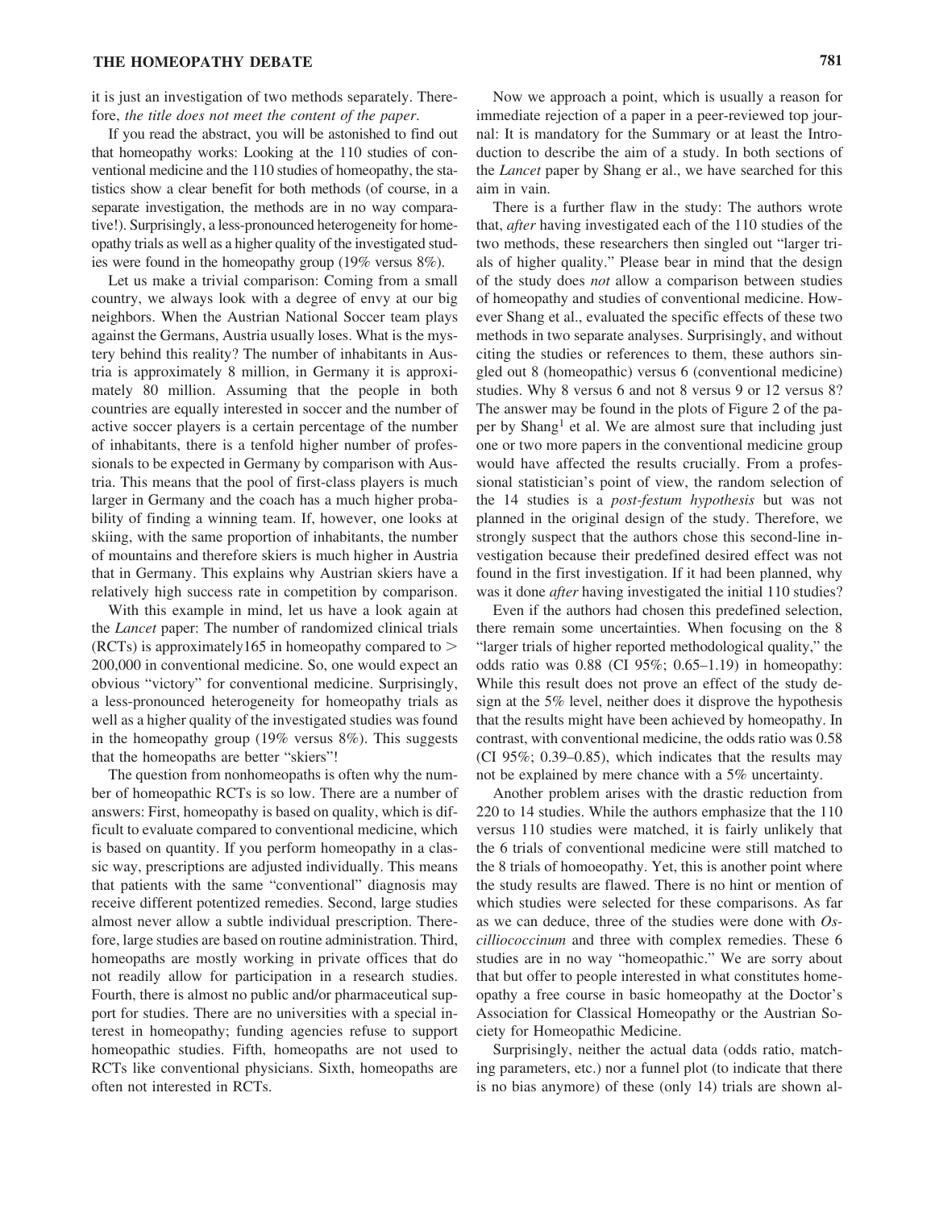it is just an investigation of two methods separately. Therefore, *the title does not meet the content of the paper*.

If you read the abstract, you will be astonished to find out that homeopathy works: Looking at the 110 studies of conventional medicine and the 110 studies of homeopathy, the statistics show a clear benefit for both methods (of course, in a separate investigation, the methods are in no way comparative!). Surprisingly, a less-pronounced heterogeneity for homeopathy trials as well as a higher quality of the investigated studies were found in the homeopathy group (19% versus 8%).

Let us make a trivial comparison: Coming from a small country, we always look with a degree of envy at our big neighbors. When the Austrian National Soccer team plays against the Germans, Austria usually loses. What is the mystery behind this reality? The number of inhabitants in Austria is approximately 8 million, in Germany it is approximately 80 million. Assuming that the people in both countries are equally interested in soccer and the number of active soccer players is a certain percentage of the number of inhabitants, there is a tenfold higher number of professionals to be expected in Germany by comparison with Austria. This means that the pool of first-class players is much larger in Germany and the coach has a much higher probability of finding a winning team. If, however, one looks at skiing, with the same proportion of inhabitants, the number of mountains and therefore skiers is much higher in Austria that in Germany. This explains why Austrian skiers have a relatively high success rate in competition by comparison.

With this example in mind, let us have a look again at the *Lancet* paper: The number of randomized clinical trials (RCTs) is approximately165 in homeopathy compared to > 200,000 in conventional medicine. So, one would expect an obvious "victory" for conventional medicine. Surprisingly, a less-pronounced heterogeneity for homeopathy trials as well as a higher quality of the investigated studies was found in the homeopathy group (19% versus 8%). This suggests that the homeopaths are better "skiers"!

The question from nonhomeopaths is often why the number of homeopathic RCTs is so low. There are a number of answers: First, homeopathy is based on quality, which is difficult to evaluate compared to conventional medicine, which is based on quantity. If you perform homeopathy in a classic way, prescriptions are adjusted individually. This means that patients with the same "conventional" diagnosis may receive different potentized remedies. Second, large studies almost never allow a subtle individual prescription. Therefore, large studies are based on routine administration. Third, homeopaths are mostly working in private offices that do not readily allow for participation in a research studies. Fourth, there is almost no public and/or pharmaceutical support for studies. There are no universities with a special interest in homeopathy; funding agencies refuse to support homeopathic studies. Fifth, homeopaths are not used to RCTs like conventional physicians. Sixth, homeopaths are often not interested in RCTs.

Now we approach a point, which is usually a reason for immediate rejection of a paper in a peer-reviewed top journal: It is mandatory for the Summary or at least the Introduction to describe the aim of a study. In both sections of the *Lancet* paper by Shang er al., we have searched for this aim in vain.

There is a further flaw in the study: The authors wrote that, *after* having investigated each of the 110 studies of the two methods, these researchers then singled out "larger trials of higher quality." Please bear in mind that the design of the study does *not* allow a comparison between studies of homeopathy and studies of conventional medicine. However Shang et al., evaluated the specific effects of these two methods in two separate analyses. Surprisingly, and without citing the studies or references to them, these authors singled out 8 (homeopathic) versus 6 (conventional medicine) studies. Why 8 versus 6 and not 8 versus 9 or 12 versus 8? The answer may be found in the plots of Figure 2 of the paper by Shang[1] et al. We are almost sure that including just one or two more papers in the conventional medicine group would have affected the results crucially. From a professional statistician's point of view, the random selection of the 14 studies is a *post-festum hypothesis* but was not planned in the original design of the study. Therefore, we strongly suspect that the authors chose this second-line investigation because their predefined desired effect was not found in the first investigation. If it had been planned, why was it done *after* having investigated the initial 110 studies?

Even if the authors had chosen this predefined selection, there remain some uncertainties. When focusing on the 8 "larger trials of higher reported methodological quality," the odds ratio was 0.88 (CI 95%; 0.65–1.19) in homeopathy: While this result does not prove an effect of the study design at the 5% level, neither does it disprove the hypothesis that the results might have been achieved by homeopathy. In contrast, with conventional medicine, the odds ratio was 0.58 (CI 95%; 0.39–0.85), which indicates that the results may not be explained by mere chance with a 5% uncertainty.

Another problem arises with the drastic reduction from 220 to 14 studies. While the authors emphasize that the 110 versus 110 studies were matched, it is fairly unlikely that the 6 trials of conventional medicine were still matched to the 8 trials of homoeopathy. Yet, this is another point where the study results are flawed. There is no hint or mention of which studies were selected for these comparisons. As far as we can deduce, three of the studies were done with *Oscilliococcinum* and three with complex remedies. These 6 studies are in no way "homeopathic." We are sorry about that but offer to people interested in what constitutes homeopathy a free course in basic homeopathy at the Doctor's Association for Classical Homeopathy or the Austrian Society for Homeopathic Medicine.

Surprisingly, neither the actual data (odds ratio, matching parameters, etc.) nor a funnel plot (to indicate that there is no bias anymore) of these (only 14) trials are shown al-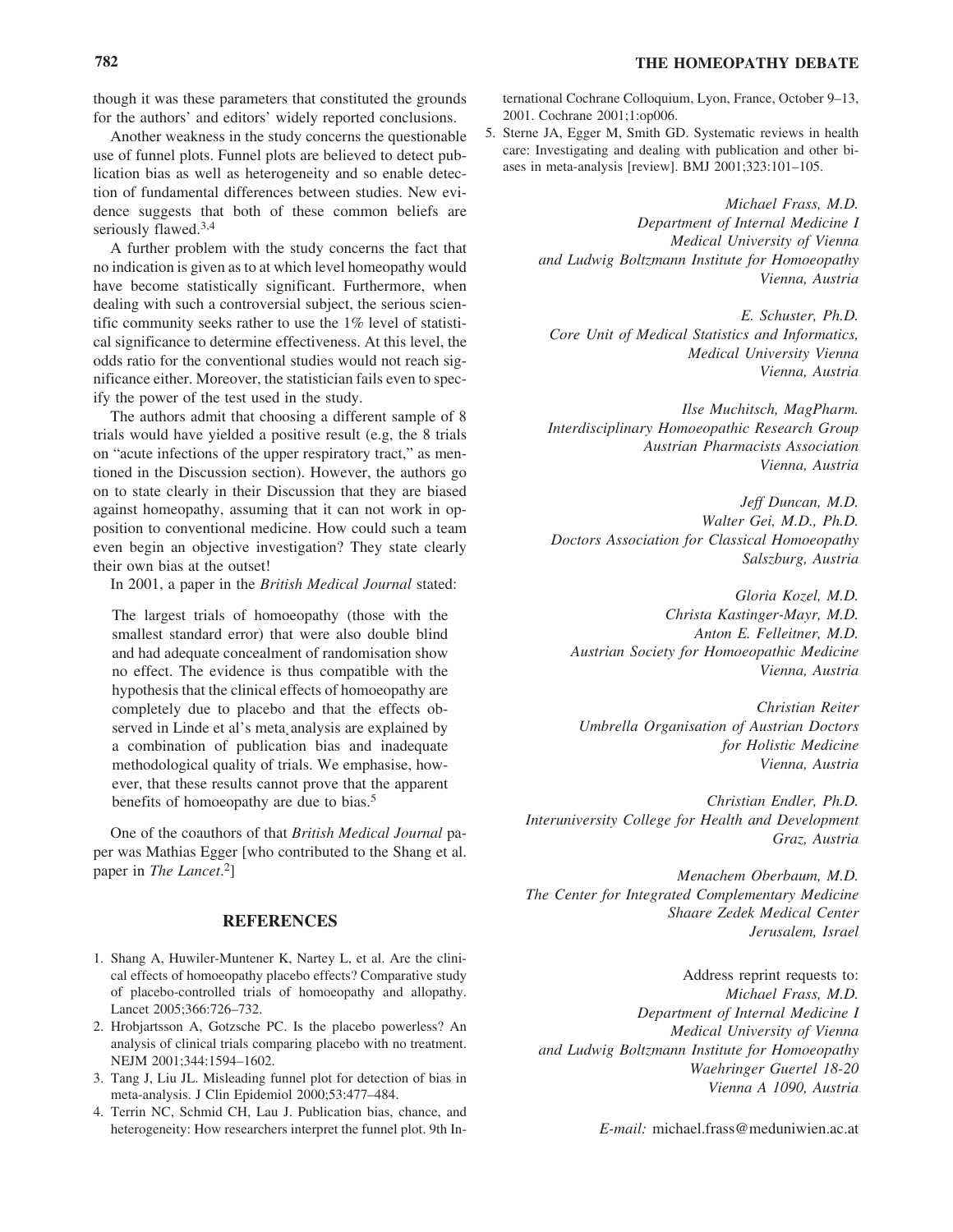though it was these parameters that constituted the grounds for the authors' and editors' widely reported conclusions.

Another weakness in the study concerns the questionable use of funnel plots. Funnel plots are believed to detect publication bias as well as heterogeneity and so enable detection of fundamental differences between studies. New evidence suggests that both of these common beliefs are seriously flawed.[3,4]

A further problem with the study concerns the fact that no indication is given as to at which level homeopathy would have become statistically significant. Furthermore, when dealing with such a controversial subject, the serious scientific community seeks rather to use the 1% level of statistical significance to determine effectiveness. At this level, the odds ratio for the conventional studies would not reach significance either. Moreover, the statistician fails even to specify the power of the test used in the study.

The authors admit that choosing a different sample of 8 trials would have yielded a positive result (e.g, the 8 trials on "acute infections of the upper respiratory tract," as mentioned in the Discussion section). However, the authors go on to state clearly in their Discussion that they are biased against homeopathy, assuming that it can not work in opposition to conventional medicine. How could such a team even begin an objective investigation? They state clearly their own bias at the outset!

In 2001, a paper in the *British Medical Journal* stated:

> The largest trials of homoeopathy (those with the smallest standard error) that were also double blind and had adequate concealment of randomisation show no effect. The evidence is thus compatible with the hypothesis that the clinical effects of homoeopathy are completely due to placebo and that the effects observed in Linde et al's meta¸analysis are explained by a combination of publication bias and inadequate methodological quality of trials. We emphasise, however, that these results cannot prove that the apparent benefits of homoeopathy are due to bias.[5]

One of the coauthors of that *British Medical Journal* paper was Mathias Egger [who contributed to the Shang et al. paper in *The Lancet*.[2]]

## REFERENCES

1. Shang A, Huwiler-Muntener K, Nartey L, et al. Are the clinical effects of homoeopathy placebo effects? Comparative study of placebo-controlled trials of homoeopathy and allopathy. Lancet 2005;366:726–732.
2. Hrobjartsson A, Gotzsche PC. Is the placebo powerless? An analysis of clinical trials comparing placebo with no treatment. NEJM 2001;344:1594–1602.
3. Tang J, Liu JL. Misleading funnel plot for detection of bias in meta-analysis. J Clin Epidemiol 2000;53:477–484.
4. Terrin NC, Schmid CH, Lau J. Publication bias, chance, and heterogeneity: How researchers interpret the funnel plot. 9th International Cochrane Colloquium, Lyon, France, October 9–13, 2001. Cochrane 2001;1:op006.
5. Sterne JA, Egger M, Smith GD. Systematic reviews in health care: Investigating and dealing with publication and other biases in meta-analysis [review]. BMJ 2001;323:101–105.

*Michael Frass, M.D.*
*Department of Internal Medicine I*
*Medical University of Vienna*
*and Ludwig Boltzmann Institute for Homoeopathy*
*Vienna, Austria*

*E. Schuster, Ph.D.*
*Core Unit of Medical Statistics and Informatics,*
*Medical University Vienna*
*Vienna, Austria*

*Ilse Muchitsch, MagPharm.*
*Interdisciplinary Homoeopathic Research Group*
*Austrian Pharmacists Association*
*Vienna, Austria*

*Jeff Duncan, M.D.*
*Walter Gei, M.D., Ph.D.*
*Doctors Association for Classical Homoeopathy*
*Salszburg, Austria*

*Gloria Kozel, M.D.*
*Christa Kastinger-Mayr, M.D.*
*Anton E. Felleitner, M.D.*
*Austrian Society for Homoeopathic Medicine*
*Vienna, Austria*

*Christian Reiter*
*Umbrella Organisation of Austrian Doctors*
*for Holistic Medicine*
*Vienna, Austria*

*Christian Endler, Ph.D.*
*Interuniversity College for Health and Development*
*Graz, Austria*

*Menachem Oberbaum, M.D.*
*The Center for Integrated Complementary Medicine*
*Shaare Zedek Medical Center*
*Jerusalem, Israel*

Address reprint requests to:
*Michael Frass, M.D.*
*Department of Internal Medicine I*
*Medical University of Vienna*
*and Ludwig Boltzmann Institute for Homoeopathy*
*Waehringer Guertel 18-20*
*Vienna A 1090, Austria*

*E-mail:* michael.frass@meduniwien.ac.at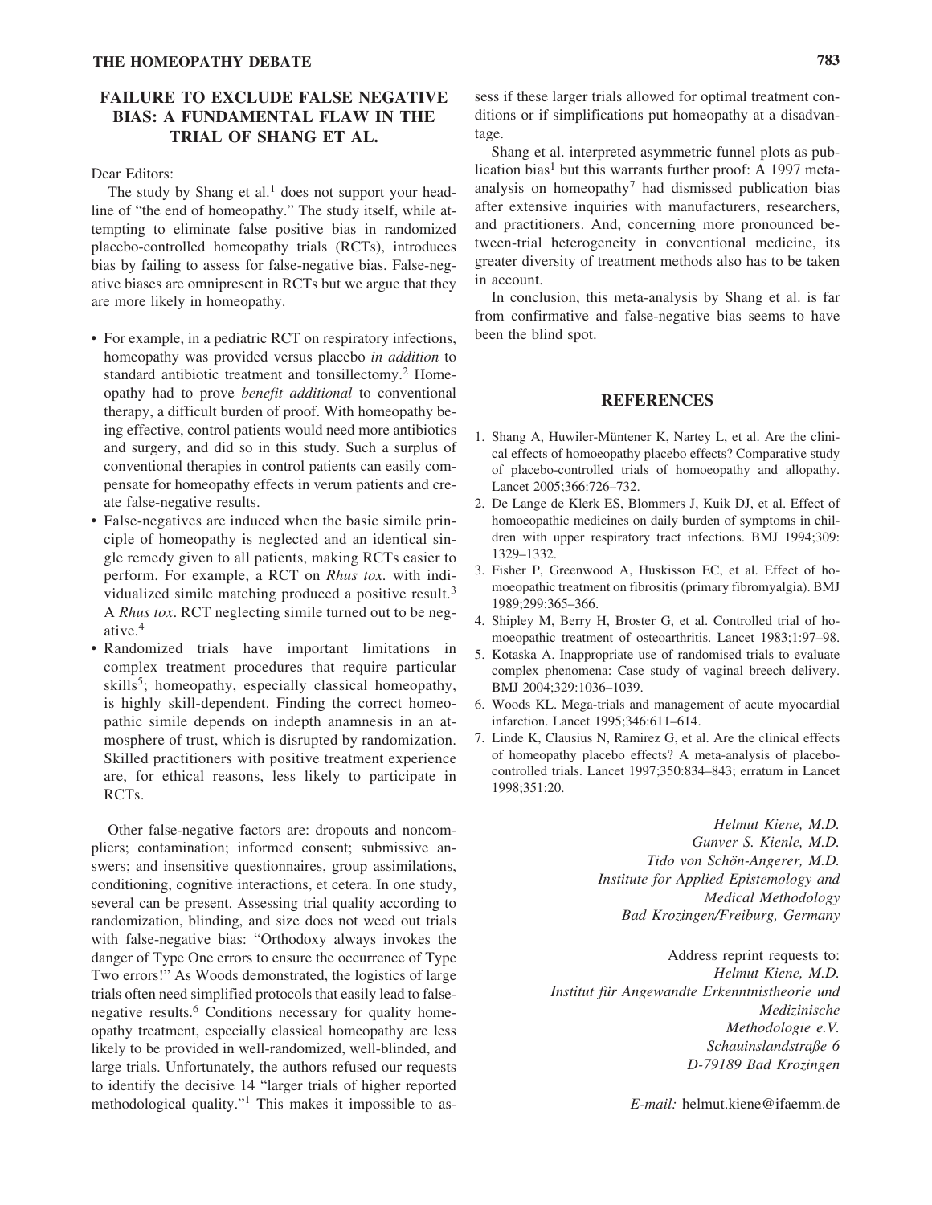## FAILURE TO EXCLUDE FALSE NEGATIVE BIAS: A FUNDAMENTAL FLAW IN THE TRIAL OF SHANG ET AL.

Dear Editors:

The study by Shang et al.[1] does not support your headline of "the end of homeopathy." The study itself, while attempting to eliminate false positive bias in randomized placebo-controlled homeopathy trials (RCTs), introduces bias by failing to assess for false-negative bias. False-negative biases are omnipresent in RCTs but we argue that they are more likely in homeopathy.

- For example, in a pediatric RCT on respiratory infections, homeopathy was provided versus placebo *in addition* to standard antibiotic treatment and tonsillectomy.[2] Homeopathy had to prove *benefit additional* to conventional therapy, a difficult burden of proof. With homeopathy being effective, control patients would need more antibiotics and surgery, and did so in this study. Such a surplus of conventional therapies in control patients can easily compensate for homeopathy effects in verum patients and create false-negative results.
- False-negatives are induced when the basic simile principle of homeopathy is neglected and an identical single remedy given to all patients, making RCTs easier to perform. For example, a RCT on *Rhus tox.* with individualized simile matching produced a positive result.[3] A *Rhus tox*. RCT neglecting simile turned out to be negative.[4]
- Randomized trials have important limitations in complex treatment procedures that require particular skills[5]; homeopathy, especially classical homeopathy, is highly skill-dependent. Finding the correct homeopathic simile depends on indepth anamnesis in an atmosphere of trust, which is disrupted by randomization. Skilled practitioners with positive treatment experience are, for ethical reasons, less likely to participate in RCTs.

Other false-negative factors are: dropouts and noncompliers; contamination; informed consent; submissive answers; and insensitive questionnaires, group assimilations, conditioning, cognitive interactions, et cetera. In one study, several can be present. Assessing trial quality according to randomization, blinding, and size does not weed out trials with false-negative bias: "Orthodoxy always invokes the danger of Type One errors to ensure the occurrence of Type Two errors!" As Woods demonstrated, the logistics of large trials often need simplified protocols that easily lead to false-negative results.[6] Conditions necessary for quality homeopathy treatment, especially classical homeopathy are less likely to be provided in well-randomized, well-blinded, and large trials. Unfortunately, the authors refused our requests to identify the decisive 14 "larger trials of higher reported methodological quality."[1] This makes it impossible to assess if these larger trials allowed for optimal treatment conditions or if simplifications put homeopathy at a disadvantage.

Shang et al. interpreted asymmetric funnel plots as publication bias[1] but this warrants further proof: A 1997 meta-analysis on homeopathy[7] had dismissed publication bias after extensive inquiries with manufacturers, researchers, and practitioners. And, concerning more pronounced between-trial heterogeneity in conventional medicine, its greater diversity of treatment methods also has to be taken in account.

In conclusion, this meta-analysis by Shang et al. is far from confirmative and false-negative bias seems to have been the blind spot.

### REFERENCES

1. Shang A, Huwiler-Müntener K, Nartey L, et al. Are the clinical effects of homoeopathy placebo effects? Comparative study of placebo-controlled trials of homoeopathy and allopathy. Lancet 2005;366:726–732.
2. De Lange de Klerk ES, Blommers J, Kuik DJ, et al. Effect of homoeopathic medicines on daily burden of symptoms in children with upper respiratory tract infections. BMJ 1994;309: 1329–1332.
3. Fisher P, Greenwood A, Huskisson EC, et al. Effect of homoeopathic treatment on fibrositis (primary fibromyalgia). BMJ 1989;299:365–366.
4. Shipley M, Berry H, Broster G, et al. Controlled trial of homoeopathic treatment of osteoarthritis. Lancet 1983;1:97–98.
5. Kotaska A. Inappropriate use of randomised trials to evaluate complex phenomena: Case study of vaginal breech delivery. BMJ 2004;329:1036–1039.
6. Woods KL. Mega-trials and management of acute myocardial infarction. Lancet 1995;346:611–614.
7. Linde K, Clausius N, Ramirez G, et al. Are the clinical effects of homeopathy placebo effects? A meta-analysis of placebo-controlled trials. Lancet 1997;350:834–843; erratum in Lancet 1998;351:20.

*Helmut Kiene, M.D.*
*Gunver S. Kienle, M.D.*
*Tido von Schön-Angerer, M.D.*
*Institute for Applied Epistemology and Medical Methodology*
*Bad Krozingen/Freiburg, Germany*

Address reprint requests to:
*Helmut Kiene, M.D.*
*Institut für Angewandte Erkenntnistheorie und Medizinische Methodologie e.V.*
*Schauinslandstraße 6*
*D-79189 Bad Krozingen*

*E-mail:* helmut.kiene@ifaemm.de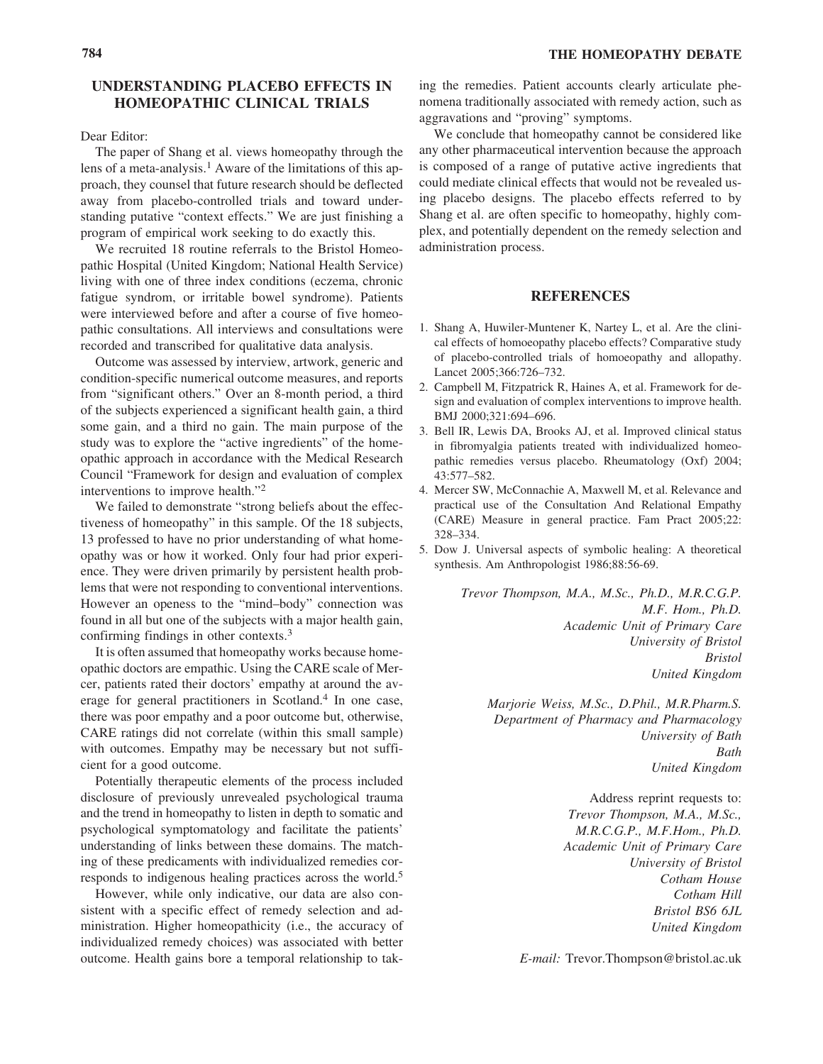## UNDERSTANDING PLACEBO EFFECTS IN HOMEOPATHIC CLINICAL TRIALS

Dear Editor:

The paper of Shang et al. views homeopathy through the lens of a meta-analysis.[1] Aware of the limitations of this approach, they counsel that future research should be deflected away from placebo-controlled trials and toward understanding putative "context effects." We are just finishing a program of empirical work seeking to do exactly this.

We recruited 18 routine referrals to the Bristol Homeopathic Hospital (United Kingdom; National Health Service) living with one of three index conditions (eczema, chronic fatigue syndrom, or irritable bowel syndrome). Patients were interviewed before and after a course of five homeopathic consultations. All interviews and consultations were recorded and transcribed for qualitative data analysis.

Outcome was assessed by interview, artwork, generic and condition-specific numerical outcome measures, and reports from "significant others." Over an 8-month period, a third of the subjects experienced a significant health gain, a third some gain, and a third no gain. The main purpose of the study was to explore the "active ingredients" of the homeopathic approach in accordance with the Medical Research Council "Framework for design and evaluation of complex interventions to improve health."[2]

We failed to demonstrate "strong beliefs about the effectiveness of homeopathy" in this sample. Of the 18 subjects, 13 professed to have no prior understanding of what homeopathy was or how it worked. Only four had prior experience. They were driven primarily by persistent health problems that were not responding to conventional interventions. However an openess to the "mind–body" connection was found in all but one of the subjects with a major health gain, confirming findings in other contexts.[3]

It is often assumed that homeopathy works because homeopathic doctors are empathic. Using the CARE scale of Mercer, patients rated their doctors' empathy at around the average for general practitioners in Scotland.[4] In one case, there was poor empathy and a poor outcome but, otherwise, CARE ratings did not correlate (within this small sample) with outcomes. Empathy may be necessary but not sufficient for a good outcome.

Potentially therapeutic elements of the process included disclosure of previously unrevealed psychological trauma and the trend in homeopathy to listen in depth to somatic and psychological symptomatology and facilitate the patients' understanding of links between these domains. The matching of these predicaments with individualized remedies corresponds to indigenous healing practices across the world.[5]

However, while only indicative, our data are also consistent with a specific effect of remedy selection and administration. Higher homeopathicity (i.e., the accuracy of individualized remedy choices) was associated with better outcome. Health gains bore a temporal relationship to taking the remedies. Patient accounts clearly articulate phenomena traditionally associated with remedy action, such as aggravations and "proving" symptoms.

We conclude that homeopathy cannot be considered like any other pharmaceutical intervention because the approach is composed of a range of putative active ingredients that could mediate clinical effects that would not be revealed using placebo designs. The placebo effects referred to by Shang et al. are often specific to homeopathy, highly complex, and potentially dependent on the remedy selection and administration process.

### REFERENCES

1. Shang A, Huwiler-Muntener K, Nartey L, et al. Are the clinical effects of homoeopathy placebo effects? Comparative study of placebo-controlled trials of homoeopathy and allopathy. Lancet 2005;366:726–732.
2. Campbell M, Fitzpatrick R, Haines A, et al. Framework for design and evaluation of complex interventions to improve health. BMJ 2000;321:694–696.
3. Bell IR, Lewis DA, Brooks AJ, et al. Improved clinical status in fibromyalgia patients treated with individualized homeopathic remedies versus placebo. Rheumatology (Oxf) 2004; 43:577–582.
4. Mercer SW, McConnachie A, Maxwell M, et al. Relevance and practical use of the Consultation And Relational Empathy (CARE) Measure in general practice. Fam Pract 2005;22: 328–334.
5. Dow J. Universal aspects of symbolic healing: A theoretical synthesis. Am Anthropologist 1986;88:56-69.

*Trevor Thompson, M.A., M.Sc., Ph.D., M.R.C.G.P. M.F. Hom., Ph.D.*
*Academic Unit of Primary Care*
*University of Bristol*
*Bristol*
*United Kingdom*

*Marjorie Weiss, M.Sc., D.Phil., M.R.Pharm.S.*
*Department of Pharmacy and Pharmacology*
*University of Bath*
*Bath*
*United Kingdom*

Address reprint requests to:
*Trevor Thompson, M.A., M.Sc., M.R.C.G.P., M.F.Hom., Ph.D.*
*Academic Unit of Primary Care*
*University of Bristol*
*Cotham House*
*Cotham Hill*
*Bristol BS6 6JL*
*United Kingdom*

*E-mail:* Trevor.Thompson@bristol.ac.uk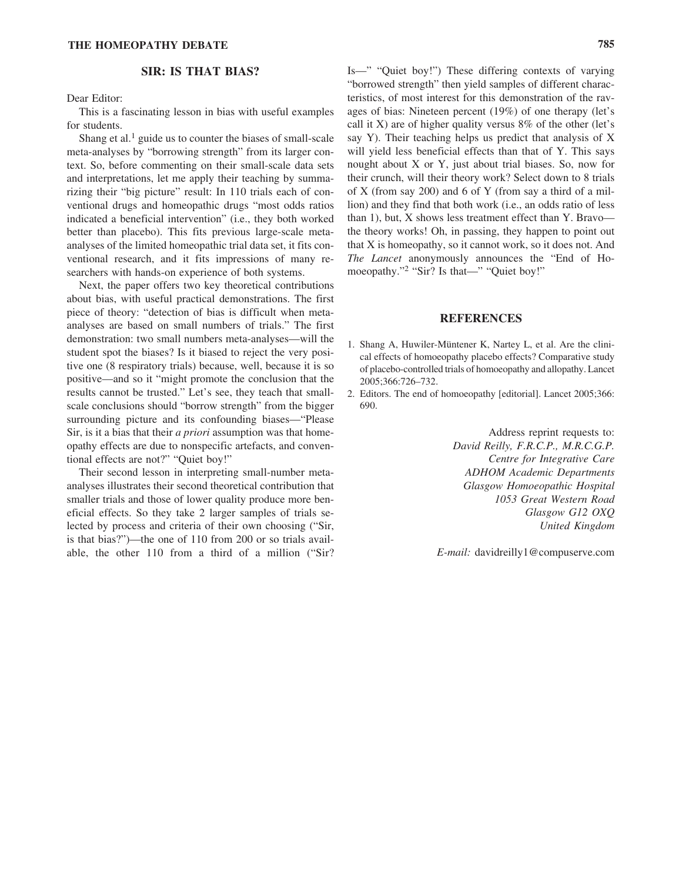## SIR: IS THAT BIAS?

Dear Editor:

This is a fascinating lesson in bias with useful examples for students.

Shang et al.[1] guide us to counter the biases of small-scale meta-analyses by "borrowing strength" from its larger context. So, before commenting on their small-scale data sets and interpretations, let me apply their teaching by summarizing their "big picture" result: In 110 trials each of conventional drugs and homeopathic drugs "most odds ratios indicated a beneficial intervention" (i.e., they both worked better than placebo). This fits previous large-scale meta-analyses of the limited homeopathic trial data set, it fits conventional research, and it fits impressions of many researchers with hands-on experience of both systems.

Next, the paper offers two key theoretical contributions about bias, with useful practical demonstrations. The first piece of theory: "detection of bias is difficult when meta-analyses are based on small numbers of trials." The first demonstration: two small numbers meta-analyses—will the student spot the biases? Is it biased to reject the very positive one (8 respiratory trials) because, well, because it is so positive—and so it "might promote the conclusion that the results cannot be trusted." Let's see, they teach that small-scale conclusions should "borrow strength" from the bigger surrounding picture and its confounding biases—"Please Sir, is it a bias that their *a priori* assumption was that homeopathy effects are due to nonspecific artefacts, and conventional effects are not?" "Quiet boy!"

Their second lesson in interpreting small-number meta-analyses illustrates their second theoretical contribution that smaller trials and those of lower quality produce more beneficial effects. So they take 2 larger samples of trials selected by process and criteria of their own choosing ("Sir, is that bias?")—the one of 110 from 200 or so trials available, the other 110 from a third of a million ("Sir? Is—" "Quiet boy!") These differing contexts of varying "borrowed strength" then yield samples of different characteristics, of most interest for this demonstration of the ravages of bias: Nineteen percent (19%) of one therapy (let's call it X) are of higher quality versus 8% of the other (let's say Y). Their teaching helps us predict that analysis of X will yield less beneficial effects than that of Y. This says nought about X or Y, just about trial biases. So, now for their crunch, will their theory work? Select down to 8 trials of X (from say 200) and 6 of Y (from say a third of a million) and they find that both work (i.e., an odds ratio of less than 1), but, X shows less treatment effect than Y. Bravo—the theory works! Oh, in passing, they happen to point out that X is homeopathy, so it cannot work, so it does not. And *The Lancet* anonymously announces the "End of Homoeopathy."[2] "Sir? Is that—" "Quiet boy!"

### REFERENCES

1. Shang A, Huwiler-Müntener K, Nartey L, et al. Are the clinical effects of homoeopathy placebo effects? Comparative study of placebo-controlled trials of homoeopathy and allopathy. Lancet 2005;366:726–732.
2. Editors. The end of homoeopathy [editorial]. Lancet 2005;366: 690.

Address reprint requests to:
*David Reilly, F.R.C.P., M.R.C.G.P.*
*Centre for Integrative Care*
*ADHOM Academic Departments*
*Glasgow Homoeopathic Hospital*
*1053 Great Western Road*
*Glasgow G12 OXQ*
*United Kingdom*

*E-mail:* davidreilly1@compuserve.com